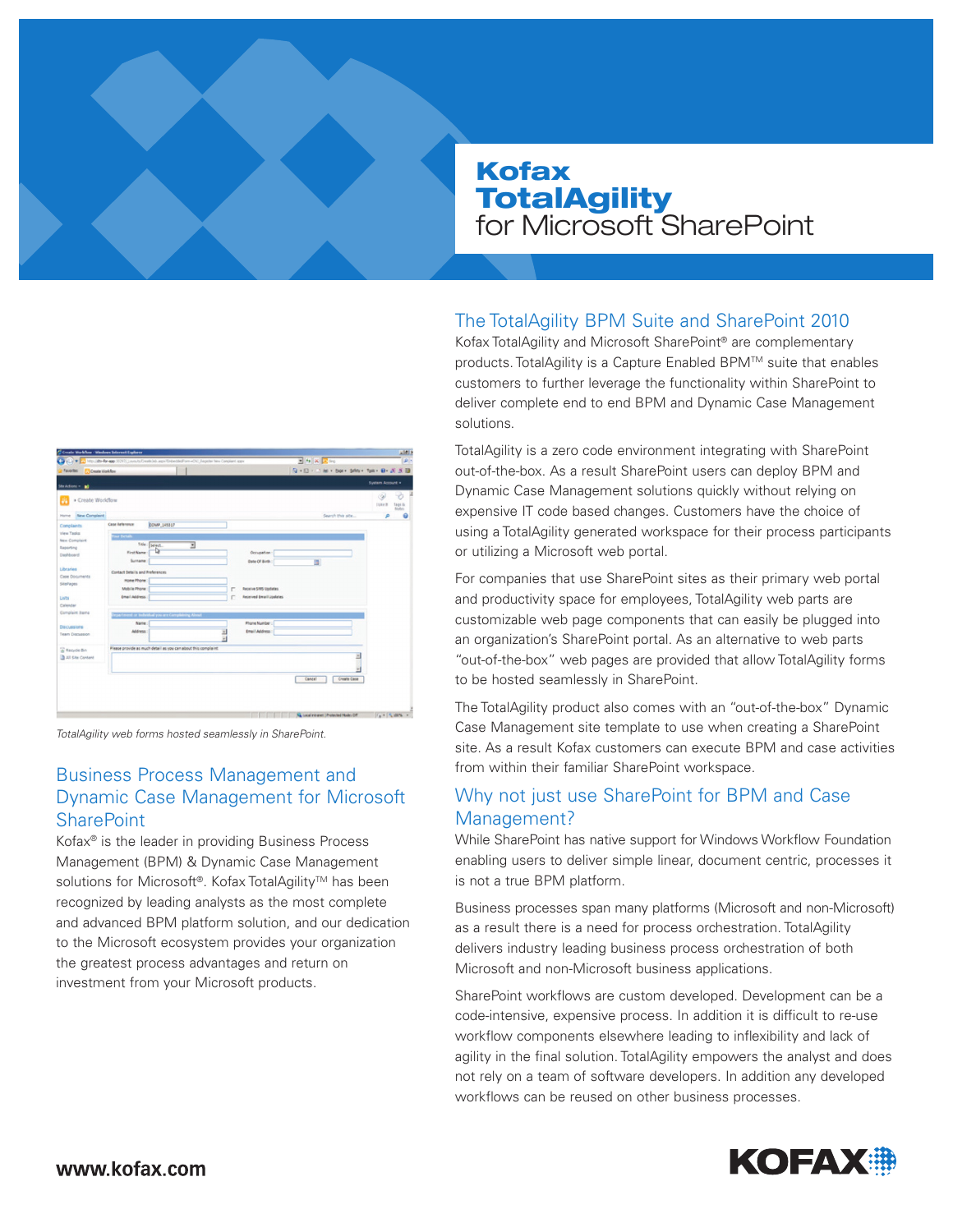# Kofax TotalAgility for Microsoft SharePoint

## The TotalAgility BPM Suite and SharePoint 2010

Kofax TotalAgility and Microsoft SharePoint® are complementary products. TotalAgility is a Capture Enabled BPM™ suite that enables customers to further leverage the functionality within SharePoint to deliver complete end to end BPM and Dynamic Case Management solutions.

TotalAgility is a zero code environment integrating with SharePoint out-of-the-box. As a result SharePoint users can deploy BPM and Dynamic Case Management solutions quickly without relying on expensive IT code based changes. Customers have the choice of using a TotalAgility generated workspace for their process participants or utilizing a Microsoft web portal.

For companies that use SharePoint sites as their primary web portal and productivity space for employees, TotalAgility web parts are customizable web page components that can easily be plugged into an organization's SharePoint portal. As an alternative to web parts "out-of-the-box" web pages are provided that allow TotalAgility forms to be hosted seamlessly in SharePoint.

The TotalAgility product also comes with an "out-of-the-box" Dynamic Case Management site template to use when creating a SharePoint site. As a result Kofax customers can execute BPM and case activities from within their familiar SharePoint workspace.

*TotalAgility web forms hosted seamlessly in SharePoint.*

## Business Process Management and Dynamic Case Management for Microsoft SharePoint

Kofax® is the leader in providing Business Process Management (BPM) & Dynamic Case Management solutions for Microsoft®. Kofax TotalAgility™ has been recognized by leading analysts as the most complete and advanced BPM platform solution, and our dedication to the Microsoft ecosystem provides your organization the greatest process advantages and return on investment from your Microsoft products.

## Why not just use SharePoint for BPM and Case Management?

While SharePoint has native support for Windows Workflow Foundation enabling users to deliver simple linear, document centric, processes it is not a true BPM platform.

Business processes span many platforms (Microsoft and non-Microsoft) as a result there is a need for process orchestration. TotalAgility delivers industry leading business process orchestration of both Microsoft and non-Microsoft business applications.

SharePoint workflows are custom developed. Development can be a code-intensive, expensive process. In addition it is difficult to re-use workflow components elsewhere leading to inflexibility and lack of agility in the final solution. TotalAgility empowers the analyst and does not rely on a team of software developers. In addition any developed workflows can be reused on other business processes.

www.kofax.com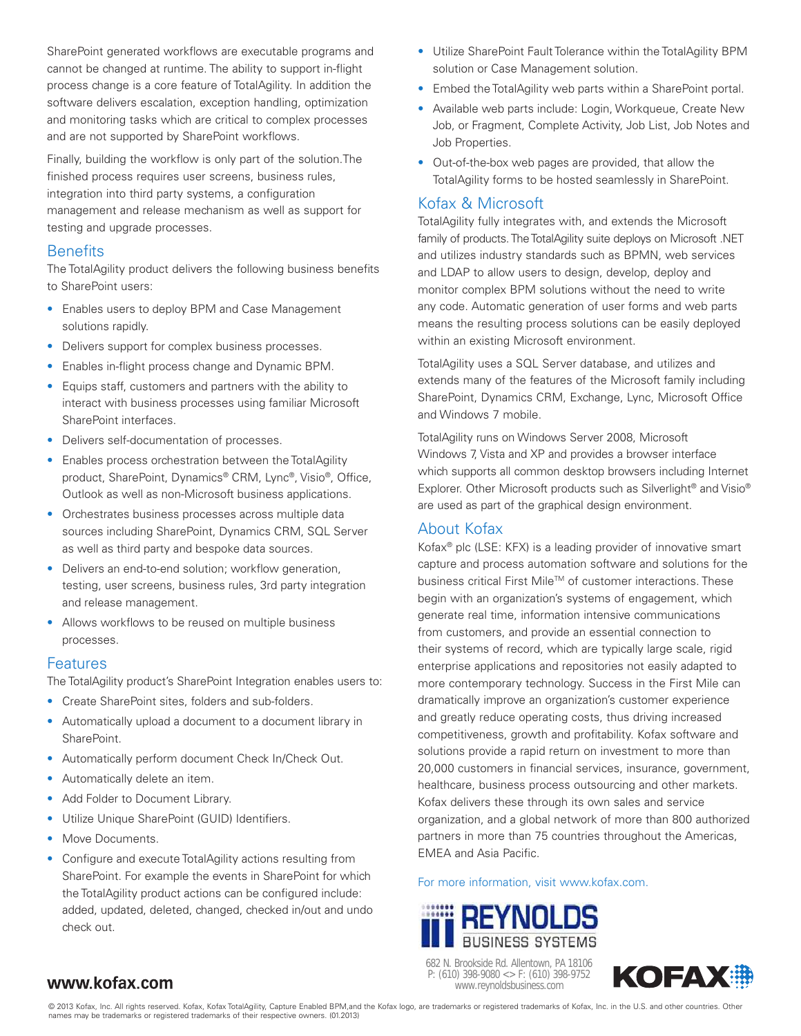SharePoint generated workflows are executable programs and cannot be changed at runtime. The ability to support in-flight process change is a core feature of TotalAgility. In addition the software delivers escalation, exception handling, optimization and monitoring tasks which are critical to complex processes and are not supported by SharePoint workflows.

Finally, building the workflow is only part of the solution.The finished process requires user screens, business rules, integration into third party systems, a configuration management and release mechanism as well as support for testing and upgrade processes.

## Benefits

The TotalAgility product delivers the following business benefits to SharePoint users:

- Enables users to deploy BPM and Case Management solutions rapidly.
- Delivers support for complex business processes.
- Enables in-flight process change and Dynamic BPM.
- Equips staff, customers and partners with the ability to interact with business processes using familiar Microsoft SharePoint interfaces.
- Delivers self-documentation of processes.
- Enables process orchestration between the TotalAgility product, SharePoint, Dynamics® CRM, Lync®, Visio®, Office, Outlook as well as non-Microsoft business applications.
- Orchestrates business processes across multiple data sources including SharePoint, Dynamics CRM, SQL Server as well as third party and bespoke data sources.
- Delivers an end-to-end solution; workflow generation, testing, user screens, business rules, 3rd party integration and release management.
- Allows workflows to be reused on multiple business processes.

## Features

The TotalAgility product's SharePoint Integration enables users to:

- Create SharePoint sites, folders and sub-folders.
- Automatically upload a document to a document library in SharePoint.
- Automatically perform document Check In/Check Out.
- Automatically delete an item.
- Add Folder to Document Library.
- Utilize Unique SharePoint (GUID) Identifiers.
- Move Documents.
- Configure and execute TotalAgility actions resulting from SharePoint. For example the events in SharePoint for which the TotalAgility product actions can be configured include: added, updated, deleted, changed, checked in/out and undo check out.
- Utilize SharePoint Fault Tolerance within the TotalAgility BPM solution or Case Management solution.
- Embed the TotalAgility web parts within a SharePoint portal.
- Available web parts include: Login, Workqueue, Create New Job, or Fragment, Complete Activity, Job List, Job Notes and Job Properties.
- Out-of-the-box web pages are provided, that allow the TotalAgility forms to be hosted seamlessly in SharePoint.

## Kofax & Microsoft

TotalAgility fully integrates with, and extends the Microsoft family of products. The TotalAgility suite deploys on Microsoft .NET and utilizes industry standards such as BPMN, web services and LDAP to allow users to design, develop, deploy and monitor complex BPM solutions without the need to write any code. Automatic generation of user forms and web parts means the resulting process solutions can be easily deployed within an existing Microsoft environment.

TotalAgility uses a SQL Server database, and utilizes and extends many of the features of the Microsoft family including SharePoint, Dynamics CRM, Exchange, Lync, Microsoft Office and Windows 7 mobile.

TotalAgility runs on Windows Server 2008, Microsoft Windows 7, Vista and XP and provides a browser interface which supports all common desktop browsers including Internet Explorer. Other Microsoft products such as Silverlight® and Visio® are used as part of the graphical design environment.

## About Kofax

Kofax® plc (LSE: KFX) is a leading provider of innovative smart capture and process automation software and solutions for the business critical First Mile™ of customer interactions. These begin with an organization's systems of engagement, which generate real time, information intensive communications from customers, and provide an essential connection to their systems of record, which are typically large scale, rigid enterprise applications and repositories not easily adapted to more contemporary technology. Success in the First Mile can dramatically improve an organization's customer experience and greatly reduce operating costs, thus driving increased competitiveness, growth and profitability. Kofax software and solutions provide a rapid return on investment to more than 20,000 customers in financial services, insurance, government, healthcare, business process outsourcing and other markets. Kofax delivers these through its own sales and service organization, and a global network of more than 800 authorized partners in more than 75 countries throughout the Americas, EMEA and Asia Pacific.

For more information, visit www.kofax.com.

REYNOLDS BUSINESS SYSTEMS

682 N. Brookside Rd. Allentown, PA 18106
P: (610) 398-9080 <> F: (610) 398-9752
www.reynoldsbusiness.com

KOFAX

**www.kofax.com**

© 2013 Kofax, Inc. All rights reserved. Kofax, Kofax TotalAgility, Capture Enabled BPM,and the Kofax logo, are trademarks or registered trademarks of Kofax, Inc. in the U.S. and other countries. Other names may be trademarks or registered trademarks of their respective owners. (01.2013)